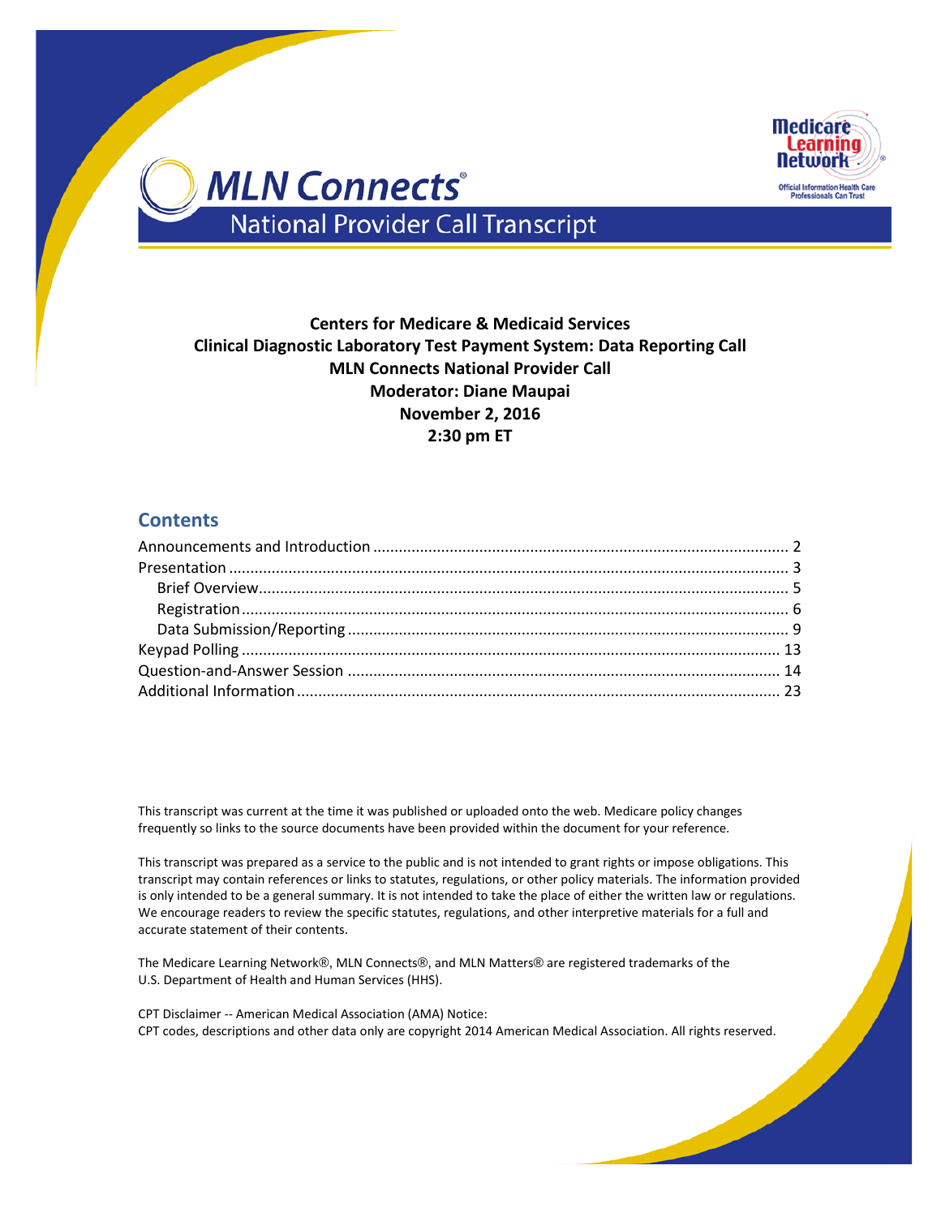# MLN Connects®

## National Provider Call Transcript

Medicare Learning Network® — Official Information Health Care Professionals Can Trust

**Centers for Medicare & Medicaid Services**
**Clinical Diagnostic Laboratory Test Payment System: Data Reporting Call**
**MLN Connects National Provider Call**
**Moderator: Diane Maupai**
**November 2, 2016**
**2:30 pm ET**

## Contents

Announcements and Introduction ..... 2
Presentation ..... 3
  Brief Overview ..... 5
  Registration ..... 6
  Data Submission/Reporting ..... 9
Keypad Polling ..... 13
Question-and-Answer Session ..... 14
Additional Information ..... 23

This transcript was current at the time it was published or uploaded onto the web. Medicare policy changes frequently so links to the source documents have been provided within the document for your reference.

This transcript was prepared as a service to the public and is not intended to grant rights or impose obligations. This transcript may contain references or links to statutes, regulations, or other policy materials. The information provided is only intended to be a general summary. It is not intended to take the place of either the written law or regulations. We encourage readers to review the specific statutes, regulations, and other interpretive materials for a full and accurate statement of their contents.

The Medicare Learning Network®, MLN Connects®, and MLN Matters® are registered trademarks of the U.S. Department of Health and Human Services (HHS).

CPT Disclaimer -- American Medical Association (AMA) Notice:
CPT codes, descriptions and other data only are copyright 2014 American Medical Association. All rights reserved.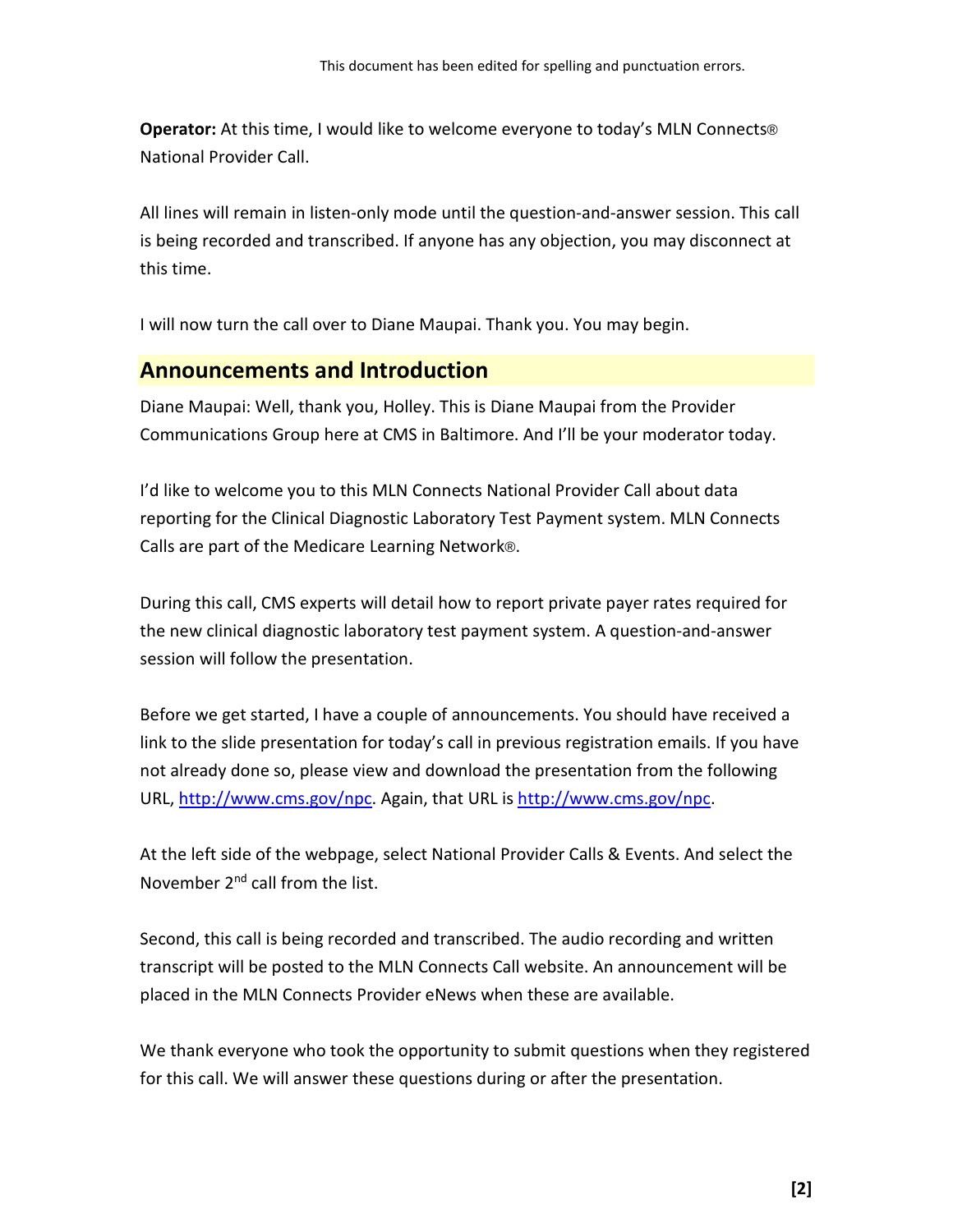**Operator:** At this time, I would like to welcome everyone to today's MLN Connects® National Provider Call.

All lines will remain in listen-only mode until the question-and-answer session. This call is being recorded and transcribed. If anyone has any objection, you may disconnect at this time.

I will now turn the call over to Diane Maupai. Thank you. You may begin.

## Announcements and Introduction

Diane Maupai: Well, thank you, Holley. This is Diane Maupai from the Provider Communications Group here at CMS in Baltimore. And I'll be your moderator today.

I'd like to welcome you to this MLN Connects National Provider Call about data reporting for the Clinical Diagnostic Laboratory Test Payment system. MLN Connects Calls are part of the Medicare Learning Network®.

During this call, CMS experts will detail how to report private payer rates required for the new clinical diagnostic laboratory test payment system. A question-and-answer session will follow the presentation.

Before we get started, I have a couple of announcements. You should have received a link to the slide presentation for today's call in previous registration emails. If you have not already done so, please view and download the presentation from the following URL, http://www.cms.gov/npc. Again, that URL is http://www.cms.gov/npc.

At the left side of the webpage, select National Provider Calls & Events. And select the November 2nd call from the list.

Second, this call is being recorded and transcribed. The audio recording and written transcript will be posted to the MLN Connects Call website. An announcement will be placed in the MLN Connects Provider eNews when these are available.

We thank everyone who took the opportunity to submit questions when they registered for this call. We will answer these questions during or after the presentation.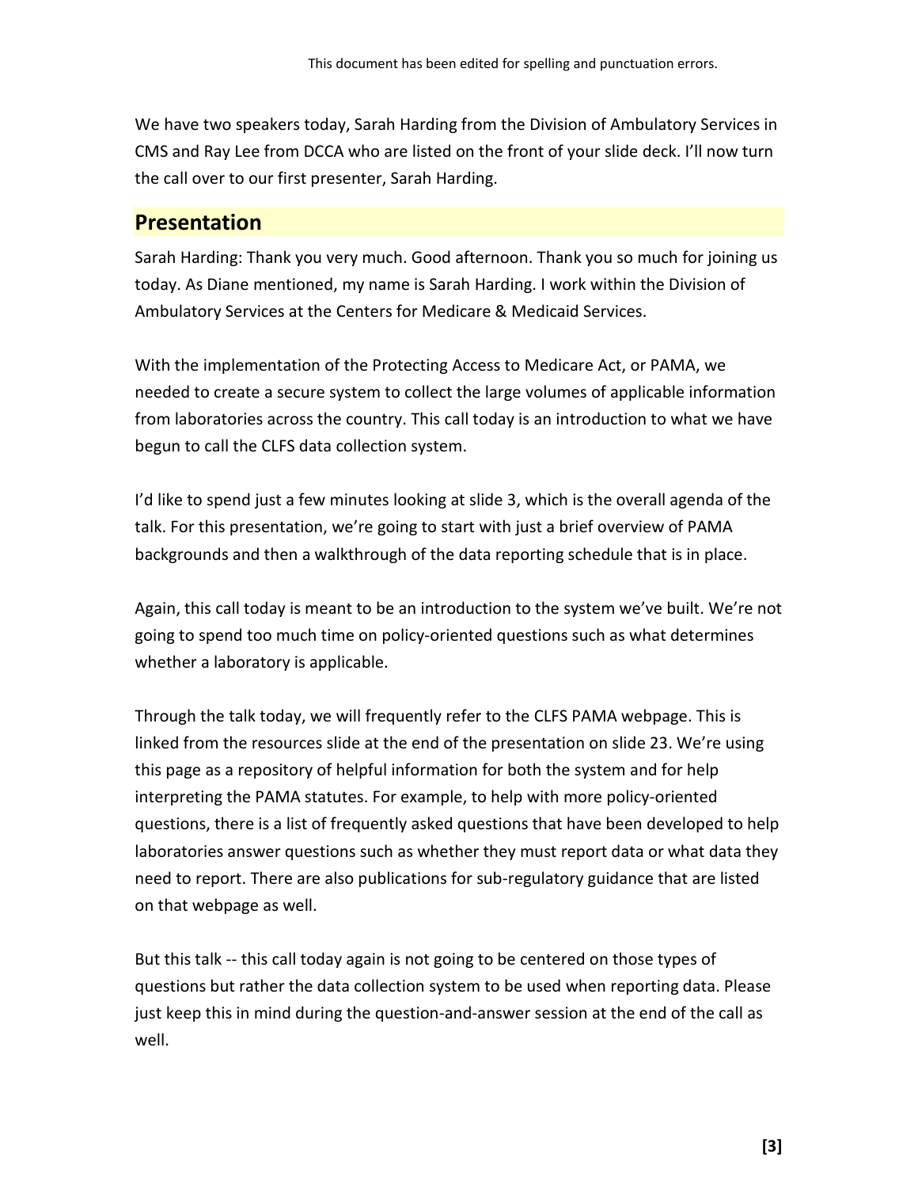We have two speakers today, Sarah Harding from the Division of Ambulatory Services in CMS and Ray Lee from DCCA who are listed on the front of your slide deck. I'll now turn the call over to our first presenter, Sarah Harding.

## Presentation

Sarah Harding: Thank you very much. Good afternoon. Thank you so much for joining us today. As Diane mentioned, my name is Sarah Harding. I work within the Division of Ambulatory Services at the Centers for Medicare & Medicaid Services.

With the implementation of the Protecting Access to Medicare Act, or PAMA, we needed to create a secure system to collect the large volumes of applicable information from laboratories across the country. This call today is an introduction to what we have begun to call the CLFS data collection system.

I'd like to spend just a few minutes looking at slide 3, which is the overall agenda of the talk. For this presentation, we're going to start with just a brief overview of PAMA backgrounds and then a walkthrough of the data reporting schedule that is in place.

Again, this call today is meant to be an introduction to the system we've built. We're not going to spend too much time on policy-oriented questions such as what determines whether a laboratory is applicable.

Through the talk today, we will frequently refer to the CLFS PAMA webpage. This is linked from the resources slide at the end of the presentation on slide 23. We're using this page as a repository of helpful information for both the system and for help interpreting the PAMA statutes. For example, to help with more policy-oriented questions, there is a list of frequently asked questions that have been developed to help laboratories answer questions such as whether they must report data or what data they need to report. There are also publications for sub-regulatory guidance that are listed on that webpage as well.

But this talk -- this call today again is not going to be centered on those types of questions but rather the data collection system to be used when reporting data. Please just keep this in mind during the question-and-answer session at the end of the call as well.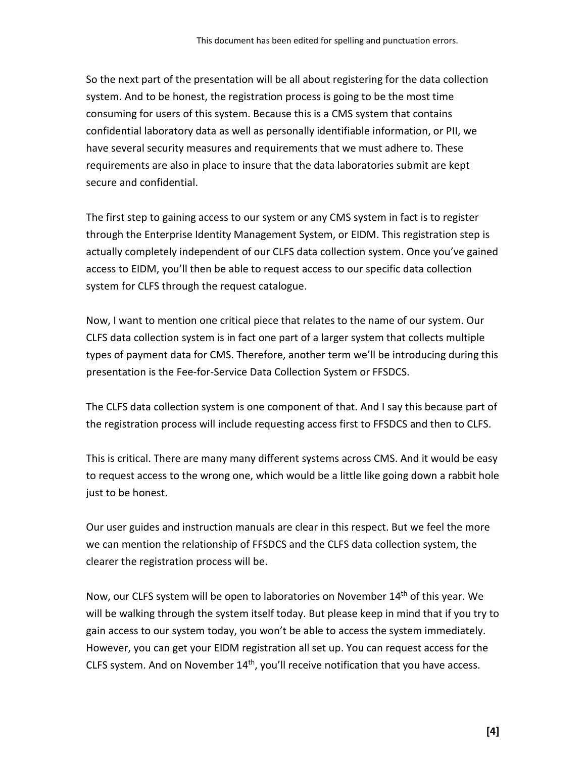So the next part of the presentation will be all about registering for the data collection system. And to be honest, the registration process is going to be the most time consuming for users of this system. Because this is a CMS system that contains confidential laboratory data as well as personally identifiable information, or PII, we have several security measures and requirements that we must adhere to. These requirements are also in place to insure that the data laboratories submit are kept secure and confidential.

The first step to gaining access to our system or any CMS system in fact is to register through the Enterprise Identity Management System, or EIDM. This registration step is actually completely independent of our CLFS data collection system. Once you've gained access to EIDM, you'll then be able to request access to our specific data collection system for CLFS through the request catalogue.

Now, I want to mention one critical piece that relates to the name of our system. Our CLFS data collection system is in fact one part of a larger system that collects multiple types of payment data for CMS. Therefore, another term we'll be introducing during this presentation is the Fee-for-Service Data Collection System or FFSDCS.

The CLFS data collection system is one component of that. And I say this because part of the registration process will include requesting access first to FFSDCS and then to CLFS.

This is critical. There are many many different systems across CMS. And it would be easy to request access to the wrong one, which would be a little like going down a rabbit hole just to be honest.

Our user guides and instruction manuals are clear in this respect. But we feel the more we can mention the relationship of FFSDCS and the CLFS data collection system, the clearer the registration process will be.

Now, our CLFS system will be open to laboratories on November 14th of this year. We will be walking through the system itself today. But please keep in mind that if you try to gain access to our system today, you won't be able to access the system immediately. However, you can get your EIDM registration all set up. You can request access for the CLFS system. And on November 14th, you'll receive notification that you have access.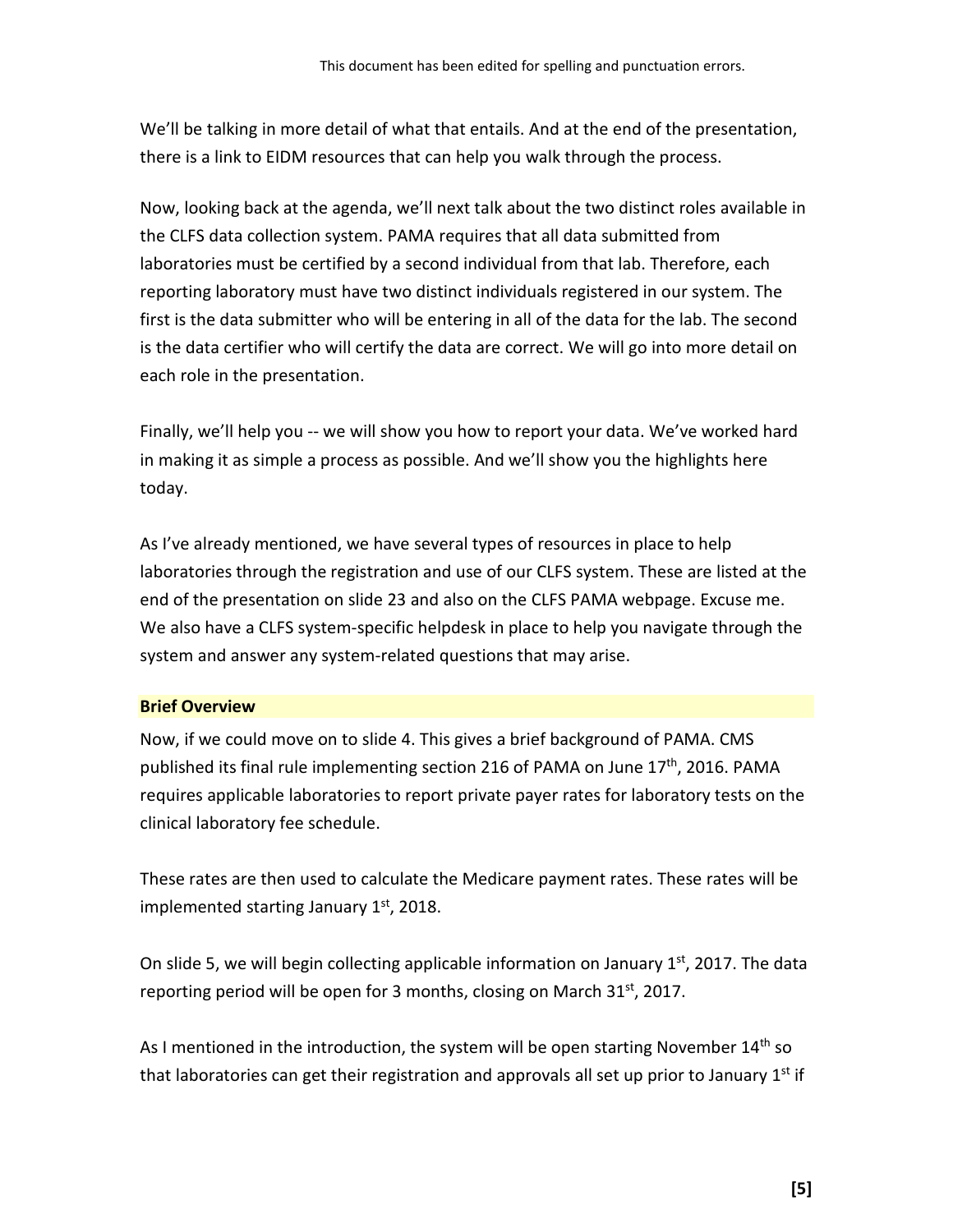We'll be talking in more detail of what that entails. And at the end of the presentation, there is a link to EIDM resources that can help you walk through the process.

Now, looking back at the agenda, we'll next talk about the two distinct roles available in the CLFS data collection system. PAMA requires that all data submitted from laboratories must be certified by a second individual from that lab. Therefore, each reporting laboratory must have two distinct individuals registered in our system. The first is the data submitter who will be entering in all of the data for the lab. The second is the data certifier who will certify the data are correct. We will go into more detail on each role in the presentation.

Finally, we'll help you -- we will show you how to report your data. We've worked hard in making it as simple a process as possible. And we'll show you the highlights here today.

As I've already mentioned, we have several types of resources in place to help laboratories through the registration and use of our CLFS system. These are listed at the end of the presentation on slide 23 and also on the CLFS PAMA webpage. Excuse me. We also have a CLFS system-specific helpdesk in place to help you navigate through the system and answer any system-related questions that may arise.

**Brief Overview**

Now, if we could move on to slide 4. This gives a brief background of PAMA. CMS published its final rule implementing section 216 of PAMA on June 17th, 2016. PAMA requires applicable laboratories to report private payer rates for laboratory tests on the clinical laboratory fee schedule.

These rates are then used to calculate the Medicare payment rates. These rates will be implemented starting January 1st, 2018.

On slide 5, we will begin collecting applicable information on January 1st, 2017. The data reporting period will be open for 3 months, closing on March 31st, 2017.

As I mentioned in the introduction, the system will be open starting November 14th so that laboratories can get their registration and approvals all set up prior to January 1st if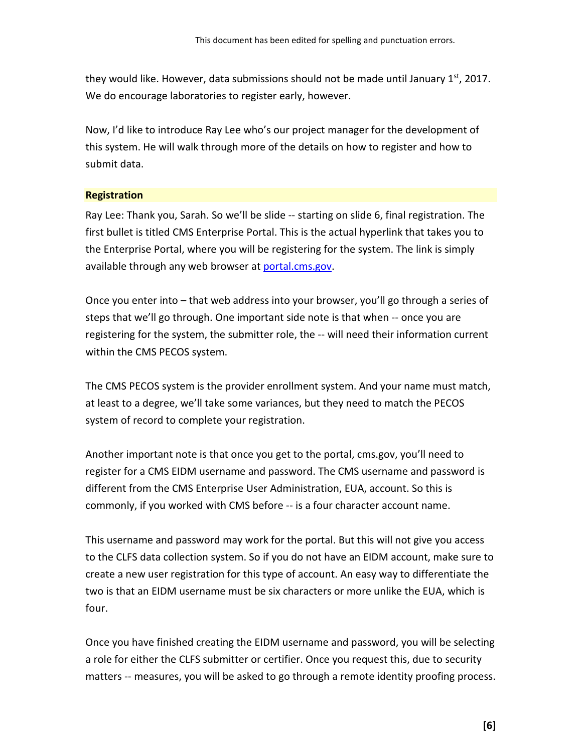they would like. However, data submissions should not be made until January 1st, 2017. We do encourage laboratories to register early, however.

Now, I'd like to introduce Ray Lee who's our project manager for the development of this system. He will walk through more of the details on how to register and how to submit data.

## Registration

Ray Lee: Thank you, Sarah. So we'll be slide -- starting on slide 6, final registration. The first bullet is titled CMS Enterprise Portal. This is the actual hyperlink that takes you to the Enterprise Portal, where you will be registering for the system. The link is simply available through any web browser at portal.cms.gov.

Once you enter into – that web address into your browser, you'll go through a series of steps that we'll go through. One important side note is that when -- once you are registering for the system, the submitter role, the -- will need their information current within the CMS PECOS system.

The CMS PECOS system is the provider enrollment system. And your name must match, at least to a degree, we'll take some variances, but they need to match the PECOS system of record to complete your registration.

Another important note is that once you get to the portal, cms.gov, you'll need to register for a CMS EIDM username and password. The CMS username and password is different from the CMS Enterprise User Administration, EUA, account. So this is commonly, if you worked with CMS before -- is a four character account name.

This username and password may work for the portal. But this will not give you access to the CLFS data collection system. So if you do not have an EIDM account, make sure to create a new user registration for this type of account. An easy way to differentiate the two is that an EIDM username must be six characters or more unlike the EUA, which is four.

Once you have finished creating the EIDM username and password, you will be selecting a role for either the CLFS submitter or certifier. Once you request this, due to security matters -- measures, you will be asked to go through a remote identity proofing process.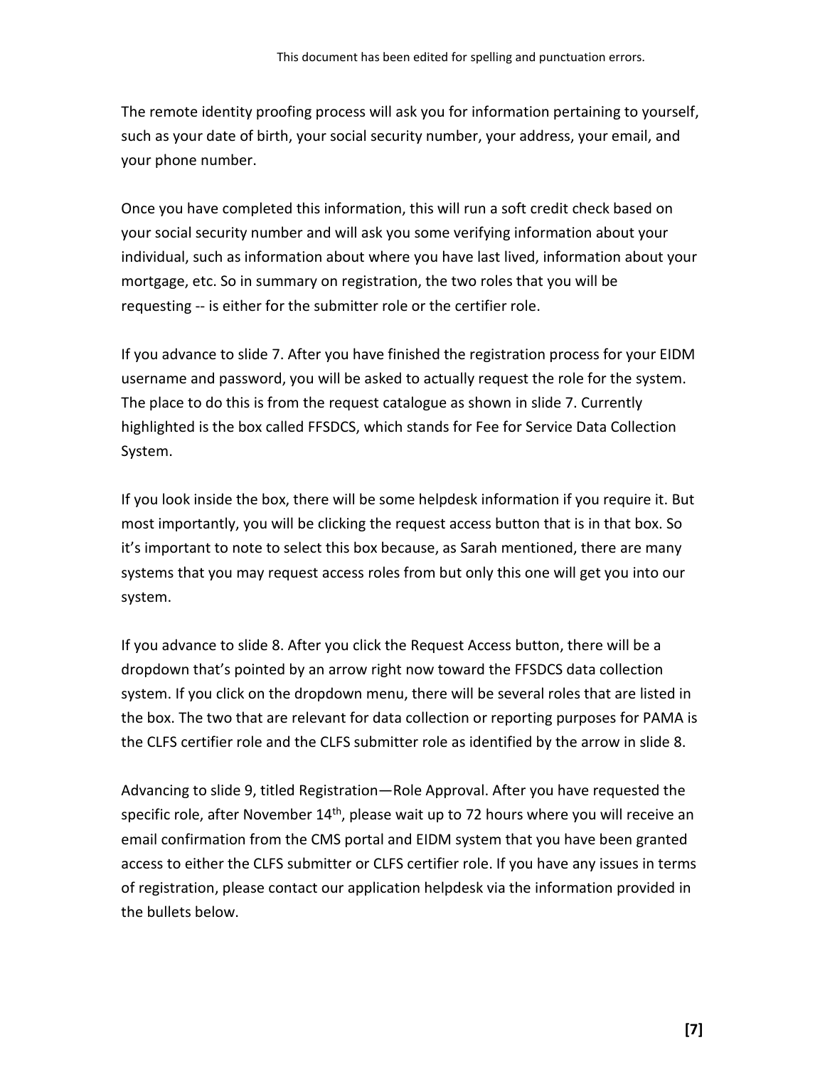The remote identity proofing process will ask you for information pertaining to yourself, such as your date of birth, your social security number, your address, your email, and your phone number.

Once you have completed this information, this will run a soft credit check based on your social security number and will ask you some verifying information about your individual, such as information about where you have last lived, information about your mortgage, etc. So in summary on registration, the two roles that you will be requesting -- is either for the submitter role or the certifier role.

If you advance to slide 7. After you have finished the registration process for your EIDM username and password, you will be asked to actually request the role for the system. The place to do this is from the request catalogue as shown in slide 7. Currently highlighted is the box called FFSDCS, which stands for Fee for Service Data Collection System.

If you look inside the box, there will be some helpdesk information if you require it. But most importantly, you will be clicking the request access button that is in that box. So it's important to note to select this box because, as Sarah mentioned, there are many systems that you may request access roles from but only this one will get you into our system.

If you advance to slide 8. After you click the Request Access button, there will be a dropdown that's pointed by an arrow right now toward the FFSDCS data collection system. If you click on the dropdown menu, there will be several roles that are listed in the box. The two that are relevant for data collection or reporting purposes for PAMA is the CLFS certifier role and the CLFS submitter role as identified by the arrow in slide 8.

Advancing to slide 9, titled Registration—Role Approval. After you have requested the specific role, after November 14th, please wait up to 72 hours where you will receive an email confirmation from the CMS portal and EIDM system that you have been granted access to either the CLFS submitter or CLFS certifier role. If you have any issues in terms of registration, please contact our application helpdesk via the information provided in the bullets below.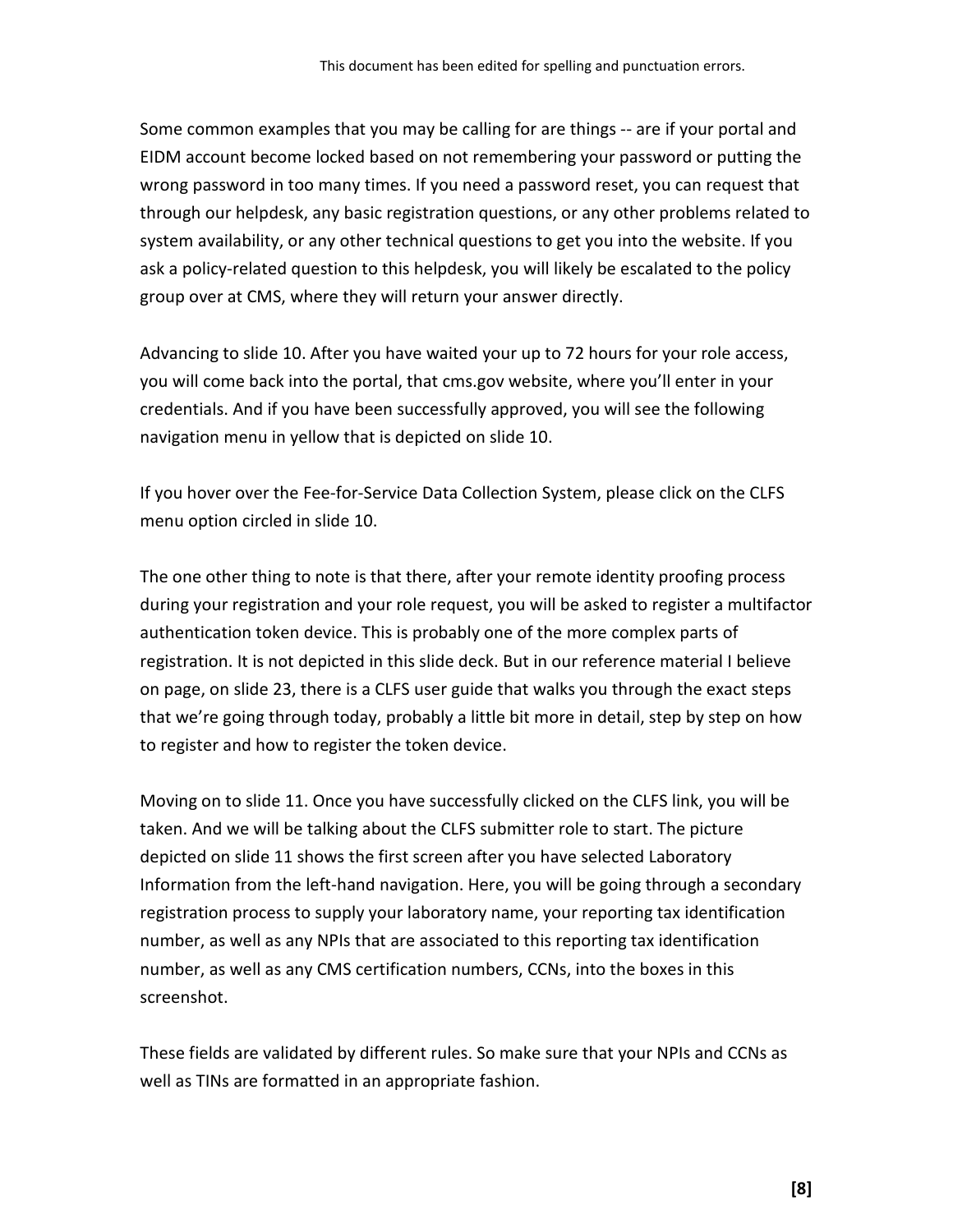Some common examples that you may be calling for are things -- are if your portal and EIDM account become locked based on not remembering your password or putting the wrong password in too many times. If you need a password reset, you can request that through our helpdesk, any basic registration questions, or any other problems related to system availability, or any other technical questions to get you into the website. If you ask a policy-related question to this helpdesk, you will likely be escalated to the policy group over at CMS, where they will return your answer directly.

Advancing to slide 10. After you have waited your up to 72 hours for your role access, you will come back into the portal, that cms.gov website, where you'll enter in your credentials. And if you have been successfully approved, you will see the following navigation menu in yellow that is depicted on slide 10.

If you hover over the Fee-for-Service Data Collection System, please click on the CLFS menu option circled in slide 10.

The one other thing to note is that there, after your remote identity proofing process during your registration and your role request, you will be asked to register a multifactor authentication token device. This is probably one of the more complex parts of registration. It is not depicted in this slide deck. But in our reference material I believe on page, on slide 23, there is a CLFS user guide that walks you through the exact steps that we're going through today, probably a little bit more in detail, step by step on how to register and how to register the token device.

Moving on to slide 11. Once you have successfully clicked on the CLFS link, you will be taken. And we will be talking about the CLFS submitter role to start. The picture depicted on slide 11 shows the first screen after you have selected Laboratory Information from the left-hand navigation. Here, you will be going through a secondary registration process to supply your laboratory name, your reporting tax identification number, as well as any NPIs that are associated to this reporting tax identification number, as well as any CMS certification numbers, CCNs, into the boxes in this screenshot.

These fields are validated by different rules. So make sure that your NPIs and CCNs as well as TINs are formatted in an appropriate fashion.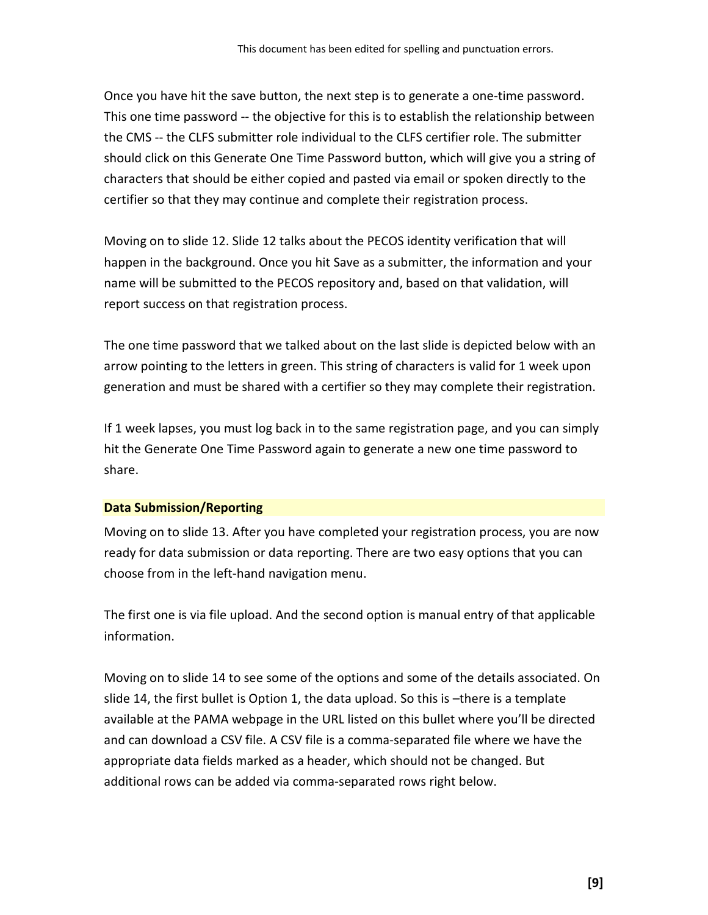Once you have hit the save button, the next step is to generate a one-time password. This one time password -- the objective for this is to establish the relationship between the CMS -- the CLFS submitter role individual to the CLFS certifier role. The submitter should click on this Generate One Time Password button, which will give you a string of characters that should be either copied and pasted via email or spoken directly to the certifier so that they may continue and complete their registration process.

Moving on to slide 12. Slide 12 talks about the PECOS identity verification that will happen in the background. Once you hit Save as a submitter, the information and your name will be submitted to the PECOS repository and, based on that validation, will report success on that registration process.

The one time password that we talked about on the last slide is depicted below with an arrow pointing to the letters in green. This string of characters is valid for 1 week upon generation and must be shared with a certifier so they may complete their registration.

If 1 week lapses, you must log back in to the same registration page, and you can simply hit the Generate One Time Password again to generate a new one time password to share.

### Data Submission/Reporting

Moving on to slide 13. After you have completed your registration process, you are now ready for data submission or data reporting. There are two easy options that you can choose from in the left-hand navigation menu.

The first one is via file upload. And the second option is manual entry of that applicable information.

Moving on to slide 14 to see some of the options and some of the details associated. On slide 14, the first bullet is Option 1, the data upload. So this is –there is a template available at the PAMA webpage in the URL listed on this bullet where you'll be directed and can download a CSV file. A CSV file is a comma-separated file where we have the appropriate data fields marked as a header, which should not be changed. But additional rows can be added via comma-separated rows right below.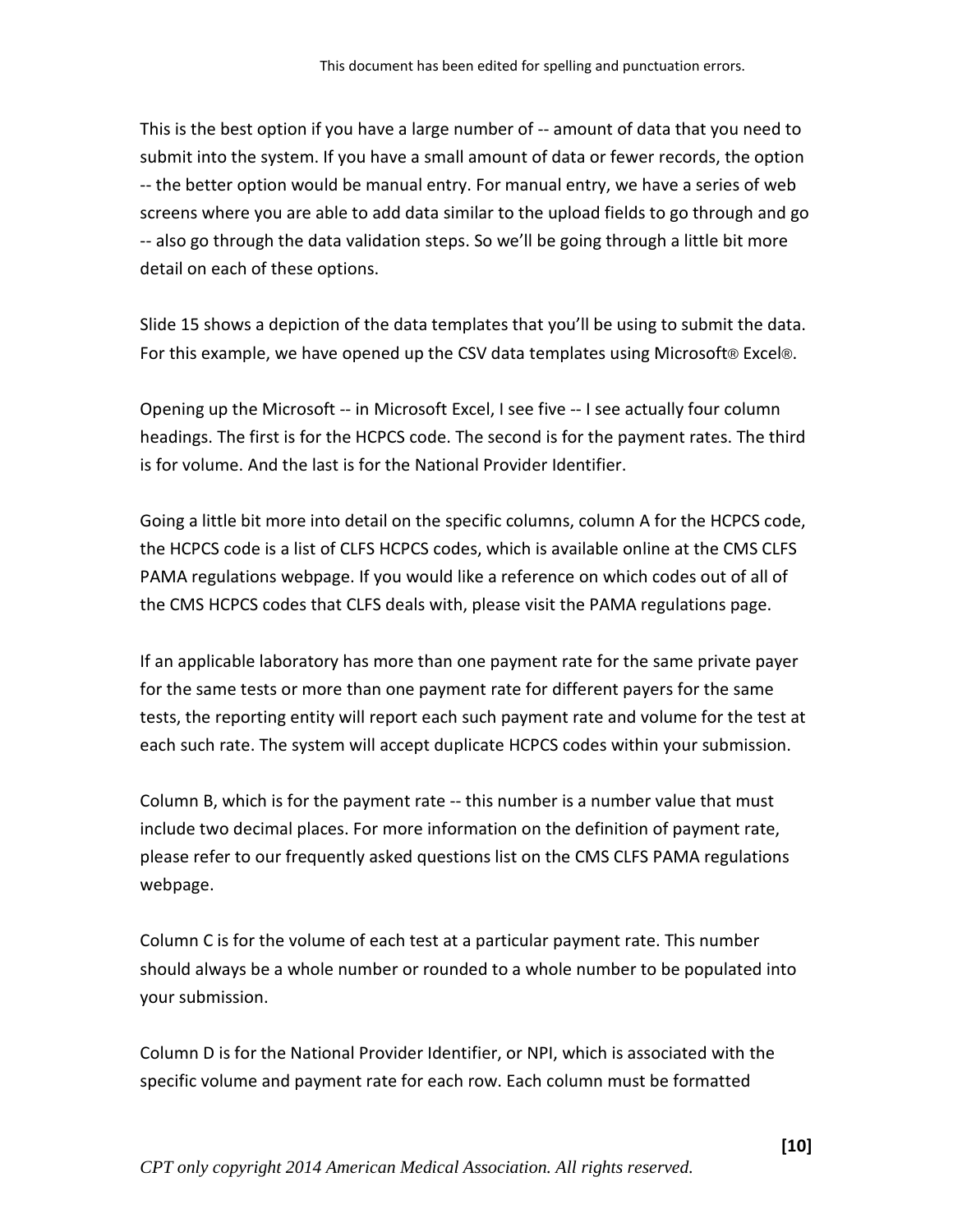This is the best option if you have a large number of -- amount of data that you need to submit into the system. If you have a small amount of data or fewer records, the option -- the better option would be manual entry. For manual entry, we have a series of web screens where you are able to add data similar to the upload fields to go through and go -- also go through the data validation steps. So we'll be going through a little bit more detail on each of these options.

Slide 15 shows a depiction of the data templates that you'll be using to submit the data. For this example, we have opened up the CSV data templates using Microsoft® Excel®.

Opening up the Microsoft -- in Microsoft Excel, I see five -- I see actually four column headings. The first is for the HCPCS code. The second is for the payment rates. The third is for volume. And the last is for the National Provider Identifier.

Going a little bit more into detail on the specific columns, column A for the HCPCS code, the HCPCS code is a list of CLFS HCPCS codes, which is available online at the CMS CLFS PAMA regulations webpage. If you would like a reference on which codes out of all of the CMS HCPCS codes that CLFS deals with, please visit the PAMA regulations page.

If an applicable laboratory has more than one payment rate for the same private payer for the same tests or more than one payment rate for different payers for the same tests, the reporting entity will report each such payment rate and volume for the test at each such rate. The system will accept duplicate HCPCS codes within your submission.

Column B, which is for the payment rate -- this number is a number value that must include two decimal places. For more information on the definition of payment rate, please refer to our frequently asked questions list on the CMS CLFS PAMA regulations webpage.

Column C is for the volume of each test at a particular payment rate. This number should always be a whole number or rounded to a whole number to be populated into your submission.

Column D is for the National Provider Identifier, or NPI, which is associated with the specific volume and payment rate for each row. Each column must be formatted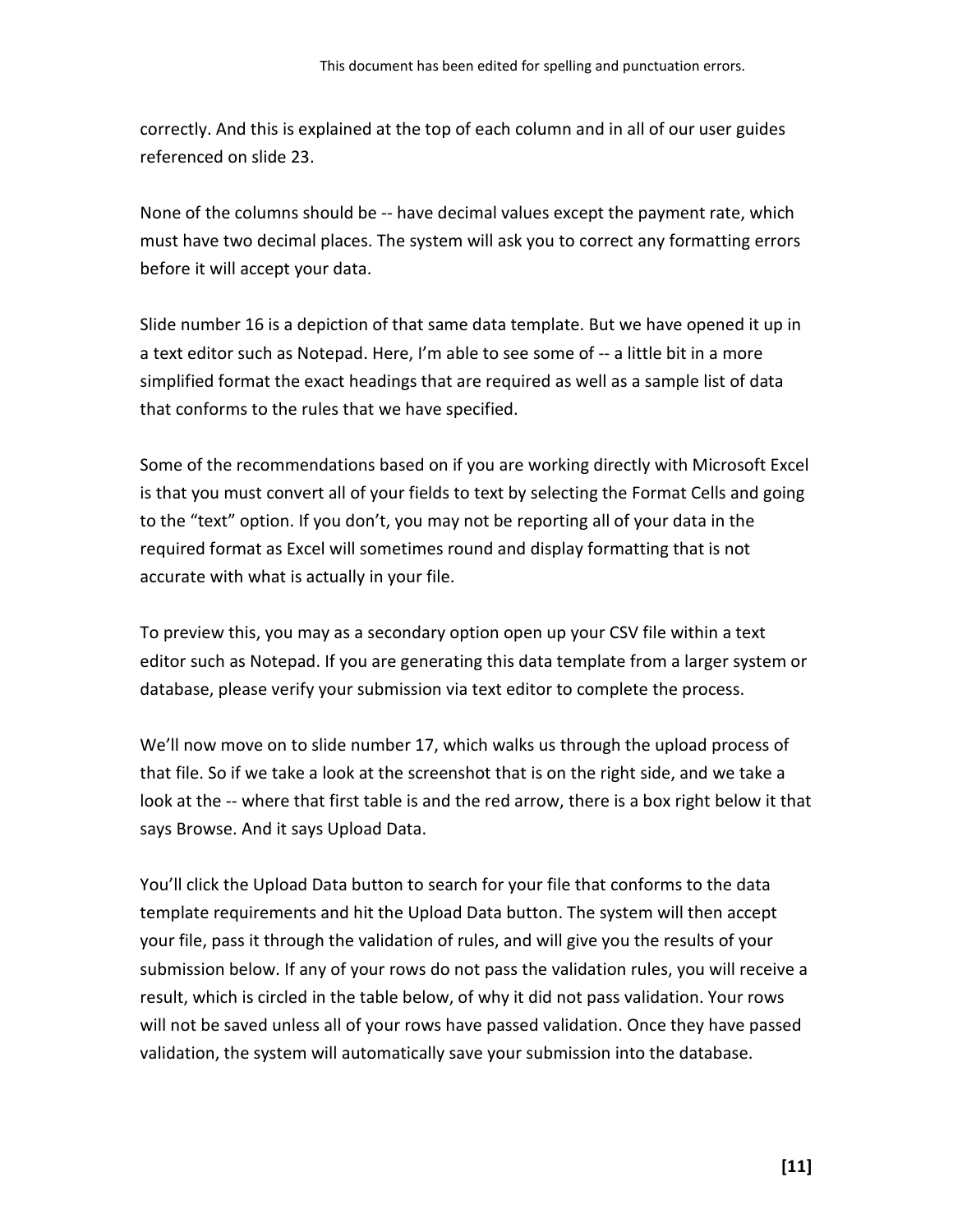correctly. And this is explained at the top of each column and in all of our user guides referenced on slide 23.

None of the columns should be -- have decimal values except the payment rate, which must have two decimal places. The system will ask you to correct any formatting errors before it will accept your data.

Slide number 16 is a depiction of that same data template. But we have opened it up in a text editor such as Notepad. Here, I'm able to see some of -- a little bit in a more simplified format the exact headings that are required as well as a sample list of data that conforms to the rules that we have specified.

Some of the recommendations based on if you are working directly with Microsoft Excel is that you must convert all of your fields to text by selecting the Format Cells and going to the "text" option. If you don't, you may not be reporting all of your data in the required format as Excel will sometimes round and display formatting that is not accurate with what is actually in your file.

To preview this, you may as a secondary option open up your CSV file within a text editor such as Notepad. If you are generating this data template from a larger system or database, please verify your submission via text editor to complete the process.

We'll now move on to slide number 17, which walks us through the upload process of that file. So if we take a look at the screenshot that is on the right side, and we take a look at the -- where that first table is and the red arrow, there is a box right below it that says Browse. And it says Upload Data.

You'll click the Upload Data button to search for your file that conforms to the data template requirements and hit the Upload Data button. The system will then accept your file, pass it through the validation of rules, and will give you the results of your submission below. If any of your rows do not pass the validation rules, you will receive a result, which is circled in the table below, of why it did not pass validation. Your rows will not be saved unless all of your rows have passed validation. Once they have passed validation, the system will automatically save your submission into the database.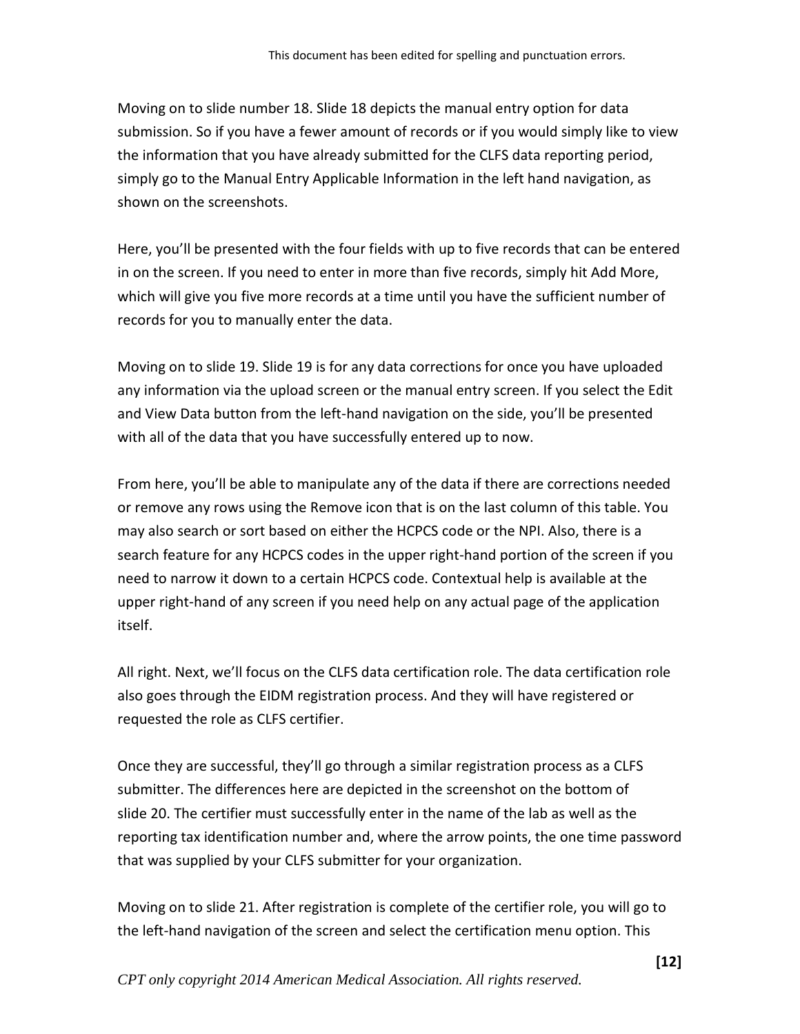Moving on to slide number 18. Slide 18 depicts the manual entry option for data submission. So if you have a fewer amount of records or if you would simply like to view the information that you have already submitted for the CLFS data reporting period, simply go to the Manual Entry Applicable Information in the left hand navigation, as shown on the screenshots.

Here, you'll be presented with the four fields with up to five records that can be entered in on the screen. If you need to enter in more than five records, simply hit Add More, which will give you five more records at a time until you have the sufficient number of records for you to manually enter the data.

Moving on to slide 19. Slide 19 is for any data corrections for once you have uploaded any information via the upload screen or the manual entry screen. If you select the Edit and View Data button from the left-hand navigation on the side, you'll be presented with all of the data that you have successfully entered up to now.

From here, you'll be able to manipulate any of the data if there are corrections needed or remove any rows using the Remove icon that is on the last column of this table. You may also search or sort based on either the HCPCS code or the NPI. Also, there is a search feature for any HCPCS codes in the upper right-hand portion of the screen if you need to narrow it down to a certain HCPCS code. Contextual help is available at the upper right-hand of any screen if you need help on any actual page of the application itself.

All right. Next, we'll focus on the CLFS data certification role. The data certification role also goes through the EIDM registration process. And they will have registered or requested the role as CLFS certifier.

Once they are successful, they'll go through a similar registration process as a CLFS submitter. The differences here are depicted in the screenshot on the bottom of slide 20. The certifier must successfully enter in the name of the lab as well as the reporting tax identification number and, where the arrow points, the one time password that was supplied by your CLFS submitter for your organization.

Moving on to slide 21. After registration is complete of the certifier role, you will go to the left-hand navigation of the screen and select the certification menu option. This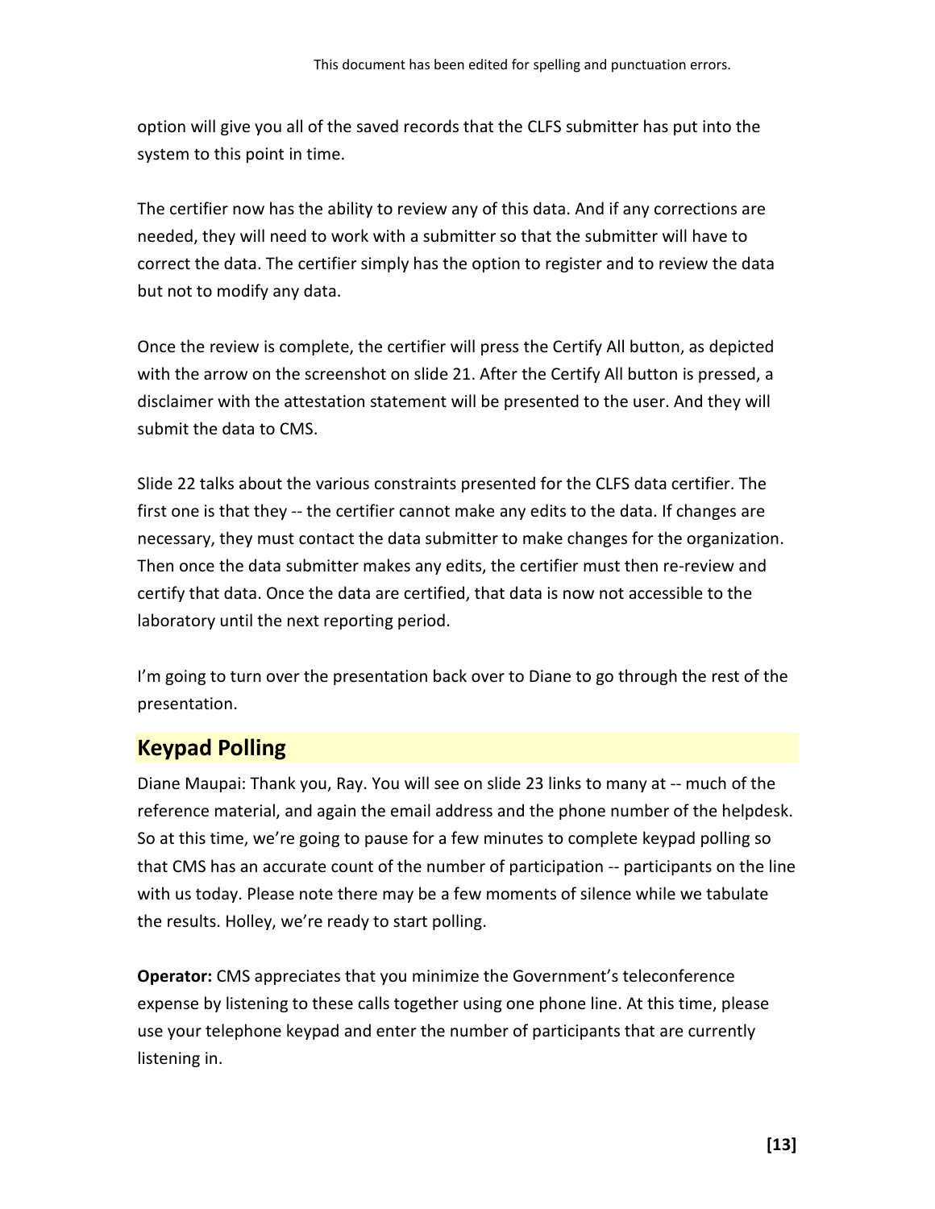option will give you all of the saved records that the CLFS submitter has put into the system to this point in time.

The certifier now has the ability to review any of this data. And if any corrections are needed, they will need to work with a submitter so that the submitter will have to correct the data. The certifier simply has the option to register and to review the data but not to modify any data.

Once the review is complete, the certifier will press the Certify All button, as depicted with the arrow on the screenshot on slide 21. After the Certify All button is pressed, a disclaimer with the attestation statement will be presented to the user. And they will submit the data to CMS.

Slide 22 talks about the various constraints presented for the CLFS data certifier. The first one is that they -- the certifier cannot make any edits to the data. If changes are necessary, they must contact the data submitter to make changes for the organization. Then once the data submitter makes any edits, the certifier must then re-review and certify that data. Once the data are certified, that data is now not accessible to the laboratory until the next reporting period.

I'm going to turn over the presentation back over to Diane to go through the rest of the presentation.

## Keypad Polling

Diane Maupai: Thank you, Ray. You will see on slide 23 links to many at -- much of the reference material, and again the email address and the phone number of the helpdesk. So at this time, we're going to pause for a few minutes to complete keypad polling so that CMS has an accurate count of the number of participation -- participants on the line with us today. Please note there may be a few moments of silence while we tabulate the results. Holley, we're ready to start polling.

**Operator:** CMS appreciates that you minimize the Government's teleconference expense by listening to these calls together using one phone line. At this time, please use your telephone keypad and enter the number of participants that are currently listening in.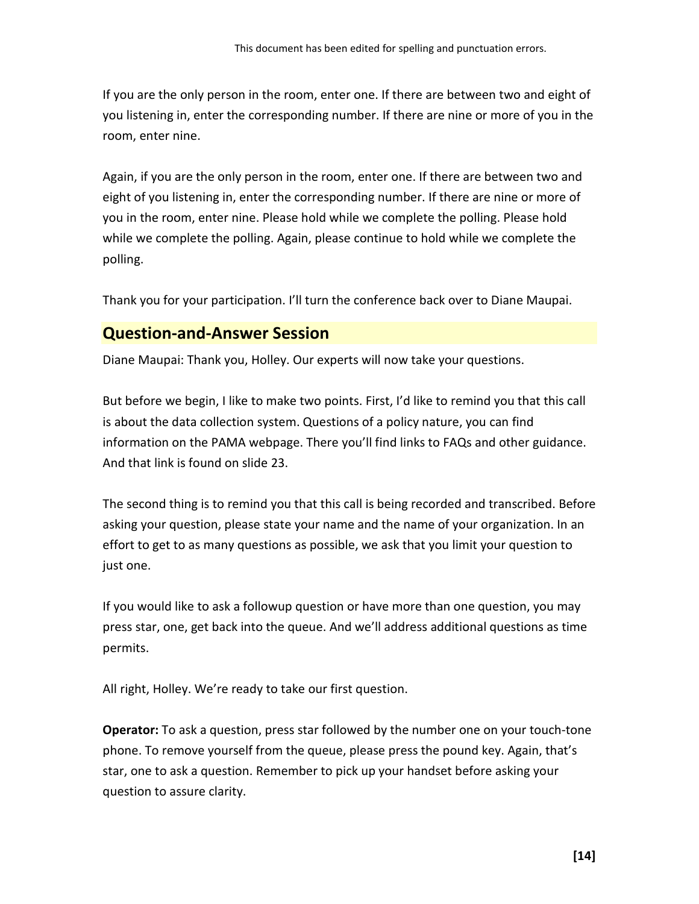If you are the only person in the room, enter one. If there are between two and eight of you listening in, enter the corresponding number. If there are nine or more of you in the room, enter nine.

Again, if you are the only person in the room, enter one. If there are between two and eight of you listening in, enter the corresponding number. If there are nine or more of you in the room, enter nine. Please hold while we complete the polling. Please hold while we complete the polling. Again, please continue to hold while we complete the polling.

Thank you for your participation. I'll turn the conference back over to Diane Maupai.

## Question-and-Answer Session

Diane Maupai: Thank you, Holley. Our experts will now take your questions.

But before we begin, I like to make two points. First, I'd like to remind you that this call is about the data collection system. Questions of a policy nature, you can find information on the PAMA webpage. There you'll find links to FAQs and other guidance. And that link is found on slide 23.

The second thing is to remind you that this call is being recorded and transcribed. Before asking your question, please state your name and the name of your organization. In an effort to get to as many questions as possible, we ask that you limit your question to just one.

If you would like to ask a followup question or have more than one question, you may press star, one, get back into the queue. And we'll address additional questions as time permits.

All right, Holley. We're ready to take our first question.

**Operator:** To ask a question, press star followed by the number one on your touch-tone phone. To remove yourself from the queue, please press the pound key. Again, that's star, one to ask a question. Remember to pick up your handset before asking your question to assure clarity.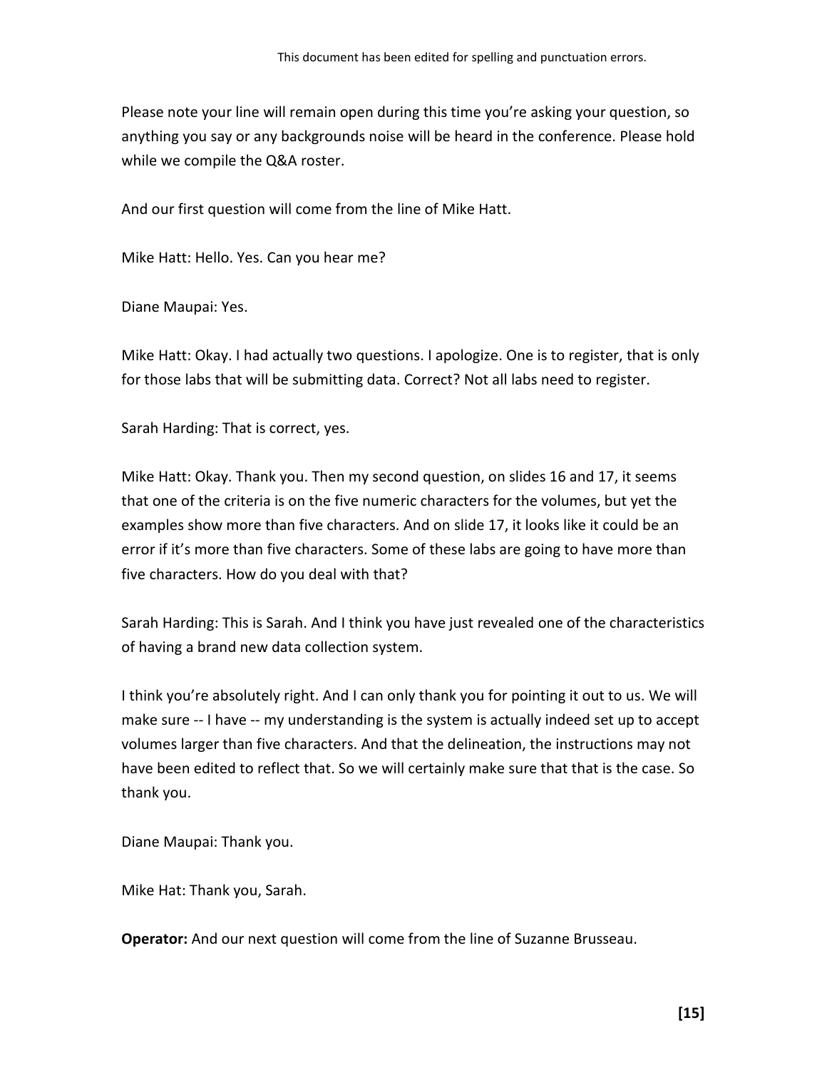Please note your line will remain open during this time you're asking your question, so anything you say or any backgrounds noise will be heard in the conference. Please hold while we compile the Q&A roster.

And our first question will come from the line of Mike Hatt.

Mike Hatt: Hello. Yes. Can you hear me?

Diane Maupai: Yes.

Mike Hatt: Okay. I had actually two questions. I apologize. One is to register, that is only for those labs that will be submitting data. Correct? Not all labs need to register.

Sarah Harding: That is correct, yes.

Mike Hatt: Okay. Thank you. Then my second question, on slides 16 and 17, it seems that one of the criteria is on the five numeric characters for the volumes, but yet the examples show more than five characters. And on slide 17, it looks like it could be an error if it's more than five characters. Some of these labs are going to have more than five characters. How do you deal with that?

Sarah Harding: This is Sarah. And I think you have just revealed one of the characteristics of having a brand new data collection system.

I think you're absolutely right. And I can only thank you for pointing it out to us. We will make sure -- I have -- my understanding is the system is actually indeed set up to accept volumes larger than five characters. And that the delineation, the instructions may not have been edited to reflect that. So we will certainly make sure that that is the case. So thank you.

Diane Maupai: Thank you.

Mike Hat: Thank you, Sarah.

**Operator:** And our next question will come from the line of Suzanne Brusseau.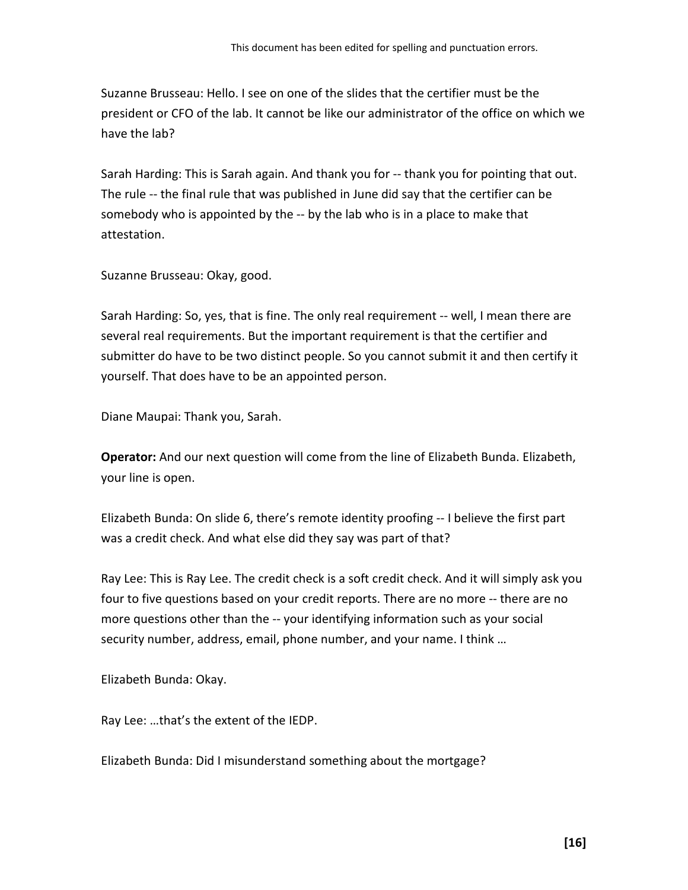Suzanne Brusseau: Hello. I see on one of the slides that the certifier must be the president or CFO of the lab. It cannot be like our administrator of the office on which we have the lab?

Sarah Harding: This is Sarah again. And thank you for -- thank you for pointing that out. The rule -- the final rule that was published in June did say that the certifier can be somebody who is appointed by the -- by the lab who is in a place to make that attestation.

Suzanne Brusseau: Okay, good.

Sarah Harding: So, yes, that is fine. The only real requirement -- well, I mean there are several real requirements. But the important requirement is that the certifier and submitter do have to be two distinct people. So you cannot submit it and then certify it yourself. That does have to be an appointed person.

Diane Maupai: Thank you, Sarah.

**Operator:** And our next question will come from the line of Elizabeth Bunda. Elizabeth, your line is open.

Elizabeth Bunda: On slide 6, there's remote identity proofing -- I believe the first part was a credit check. And what else did they say was part of that?

Ray Lee: This is Ray Lee. The credit check is a soft credit check. And it will simply ask you four to five questions based on your credit reports. There are no more -- there are no more questions other than the -- your identifying information such as your social security number, address, email, phone number, and your name. I think …

Elizabeth Bunda: Okay.

Ray Lee: …that's the extent of the IEDP.

Elizabeth Bunda: Did I misunderstand something about the mortgage?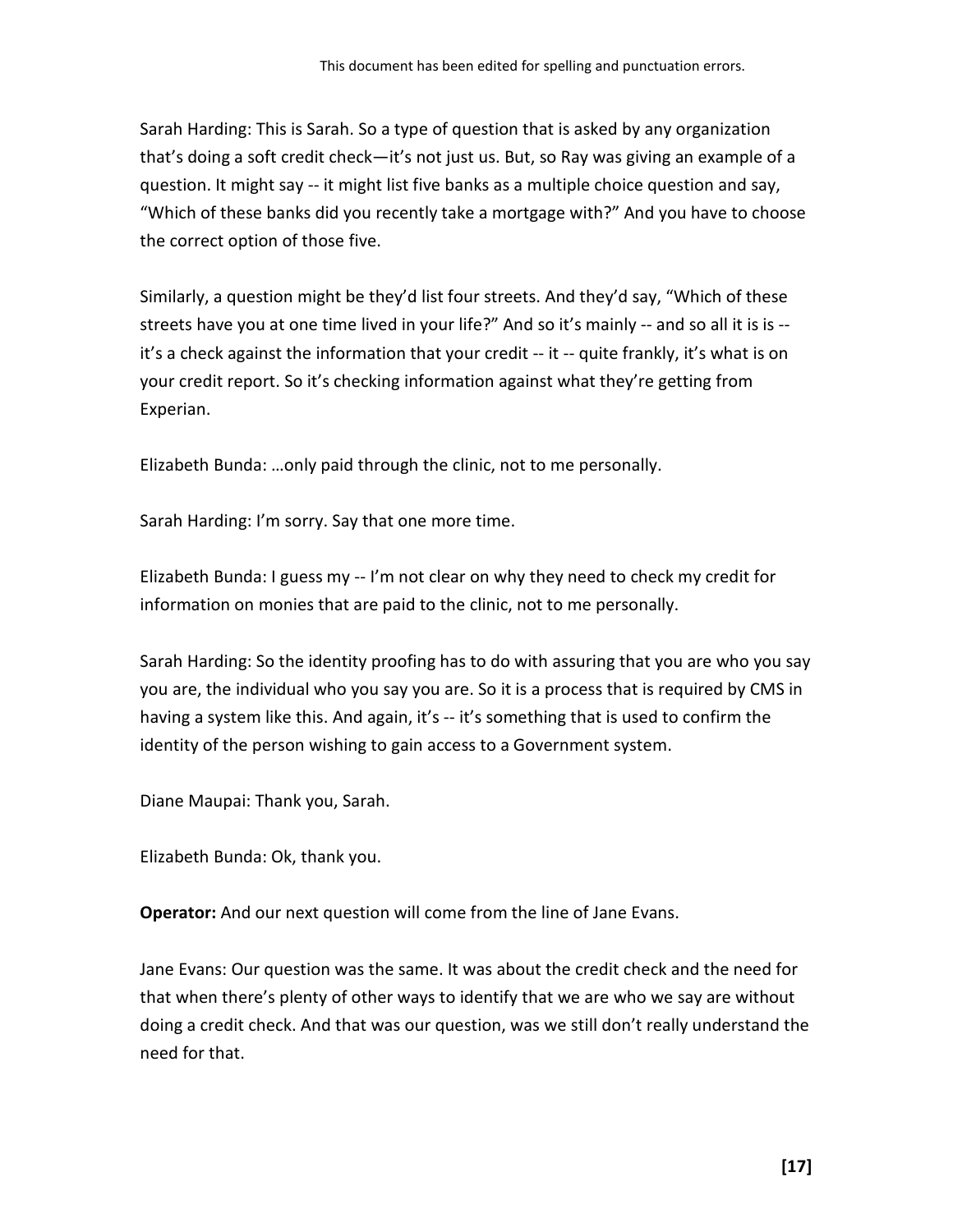Sarah Harding: This is Sarah. So a type of question that is asked by any organization that's doing a soft credit check—it's not just us. But, so Ray was giving an example of a question. It might say -- it might list five banks as a multiple choice question and say, "Which of these banks did you recently take a mortgage with?" And you have to choose the correct option of those five.

Similarly, a question might be they'd list four streets. And they'd say, "Which of these streets have you at one time lived in your life?" And so it's mainly -- and so all it is is -- it's a check against the information that your credit -- it -- quite frankly, it's what is on your credit report. So it's checking information against what they're getting from Experian.

Elizabeth Bunda: …only paid through the clinic, not to me personally.

Sarah Harding: I'm sorry. Say that one more time.

Elizabeth Bunda: I guess my -- I'm not clear on why they need to check my credit for information on monies that are paid to the clinic, not to me personally.

Sarah Harding: So the identity proofing has to do with assuring that you are who you say you are, the individual who you say you are. So it is a process that is required by CMS in having a system like this. And again, it's -- it's something that is used to confirm the identity of the person wishing to gain access to a Government system.

Diane Maupai: Thank you, Sarah.

Elizabeth Bunda: Ok, thank you.

**Operator:** And our next question will come from the line of Jane Evans.

Jane Evans: Our question was the same. It was about the credit check and the need for that when there's plenty of other ways to identify that we are who we say are without doing a credit check. And that was our question, was we still don't really understand the need for that.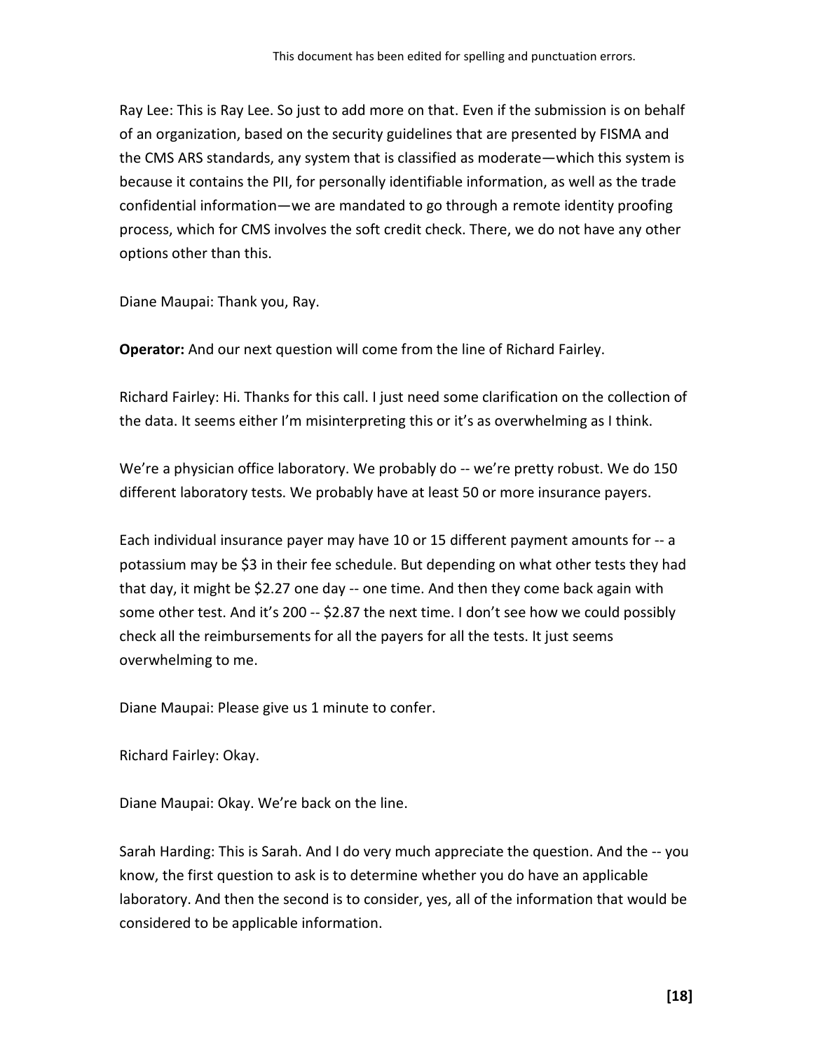Ray Lee: This is Ray Lee. So just to add more on that. Even if the submission is on behalf of an organization, based on the security guidelines that are presented by FISMA and the CMS ARS standards, any system that is classified as moderate—which this system is because it contains the PII, for personally identifiable information, as well as the trade confidential information—we are mandated to go through a remote identity proofing process, which for CMS involves the soft credit check. There, we do not have any other options other than this.

Diane Maupai: Thank you, Ray.

**Operator:** And our next question will come from the line of Richard Fairley.

Richard Fairley: Hi. Thanks for this call. I just need some clarification on the collection of the data. It seems either I'm misinterpreting this or it's as overwhelming as I think.

We're a physician office laboratory. We probably do -- we're pretty robust. We do 150 different laboratory tests. We probably have at least 50 or more insurance payers.

Each individual insurance payer may have 10 or 15 different payment amounts for -- a potassium may be $3 in their fee schedule. But depending on what other tests they had that day, it might be $2.27 one day -- one time. And then they come back again with some other test. And it's 200 -- $2.87 the next time. I don't see how we could possibly check all the reimbursements for all the payers for all the tests. It just seems overwhelming to me.

Diane Maupai: Please give us 1 minute to confer.

Richard Fairley: Okay.

Diane Maupai: Okay. We're back on the line.

Sarah Harding: This is Sarah. And I do very much appreciate the question. And the -- you know, the first question to ask is to determine whether you do have an applicable laboratory. And then the second is to consider, yes, all of the information that would be considered to be applicable information.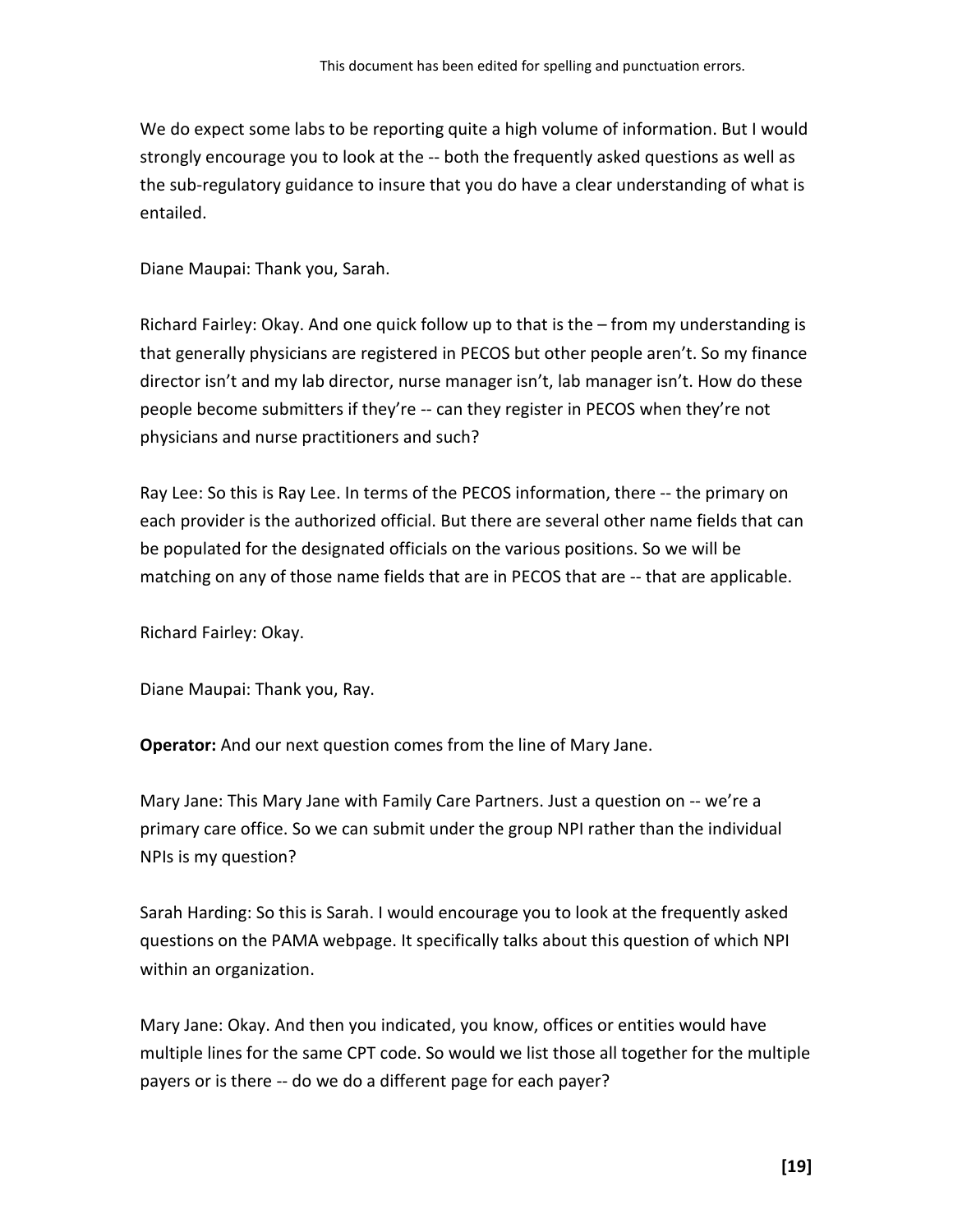We do expect some labs to be reporting quite a high volume of information. But I would strongly encourage you to look at the -- both the frequently asked questions as well as the sub-regulatory guidance to insure that you do have a clear understanding of what is entailed.

Diane Maupai: Thank you, Sarah.

Richard Fairley: Okay. And one quick follow up to that is the – from my understanding is that generally physicians are registered in PECOS but other people aren't. So my finance director isn't and my lab director, nurse manager isn't, lab manager isn't. How do these people become submitters if they're -- can they register in PECOS when they're not physicians and nurse practitioners and such?

Ray Lee: So this is Ray Lee. In terms of the PECOS information, there -- the primary on each provider is the authorized official. But there are several other name fields that can be populated for the designated officials on the various positions. So we will be matching on any of those name fields that are in PECOS that are -- that are applicable.

Richard Fairley: Okay.

Diane Maupai: Thank you, Ray.

**Operator:** And our next question comes from the line of Mary Jane.

Mary Jane: This Mary Jane with Family Care Partners. Just a question on -- we're a primary care office. So we can submit under the group NPI rather than the individual NPIs is my question?

Sarah Harding: So this is Sarah. I would encourage you to look at the frequently asked questions on the PAMA webpage. It specifically talks about this question of which NPI within an organization.

Mary Jane: Okay. And then you indicated, you know, offices or entities would have multiple lines for the same CPT code. So would we list those all together for the multiple payers or is there -- do we do a different page for each payer?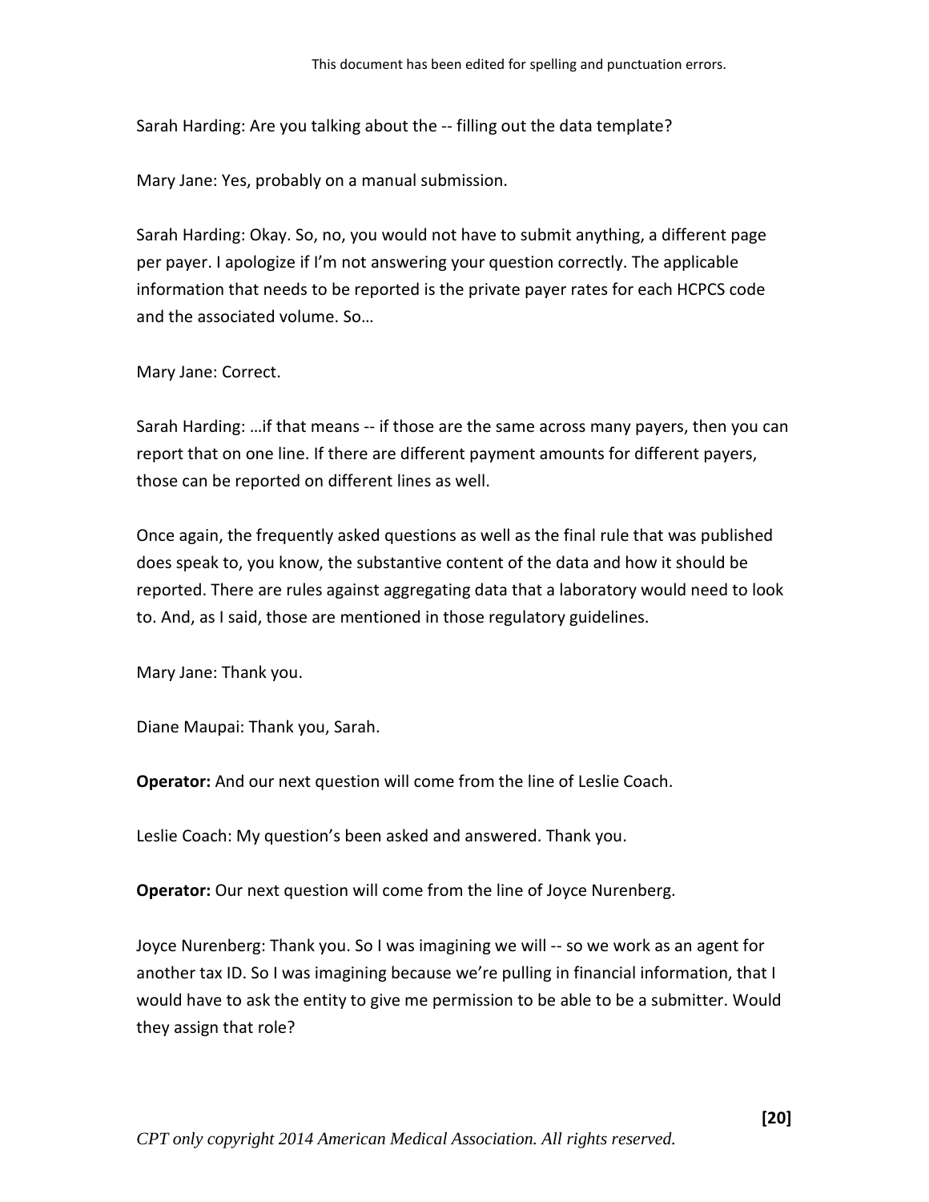Sarah Harding: Are you talking about the -- filling out the data template?

Mary Jane: Yes, probably on a manual submission.

Sarah Harding: Okay. So, no, you would not have to submit anything, a different page per payer. I apologize if I'm not answering your question correctly. The applicable information that needs to be reported is the private payer rates for each HCPCS code and the associated volume. So…

Mary Jane: Correct.

Sarah Harding: …if that means -- if those are the same across many payers, then you can report that on one line. If there are different payment amounts for different payers, those can be reported on different lines as well.

Once again, the frequently asked questions as well as the final rule that was published does speak to, you know, the substantive content of the data and how it should be reported. There are rules against aggregating data that a laboratory would need to look to. And, as I said, those are mentioned in those regulatory guidelines.

Mary Jane: Thank you.

Diane Maupai: Thank you, Sarah.

**Operator:** And our next question will come from the line of Leslie Coach.

Leslie Coach: My question's been asked and answered. Thank you.

**Operator:** Our next question will come from the line of Joyce Nurenberg.

Joyce Nurenberg: Thank you. So I was imagining we will -- so we work as an agent for another tax ID. So I was imagining because we're pulling in financial information, that I would have to ask the entity to give me permission to be able to be a submitter. Would they assign that role?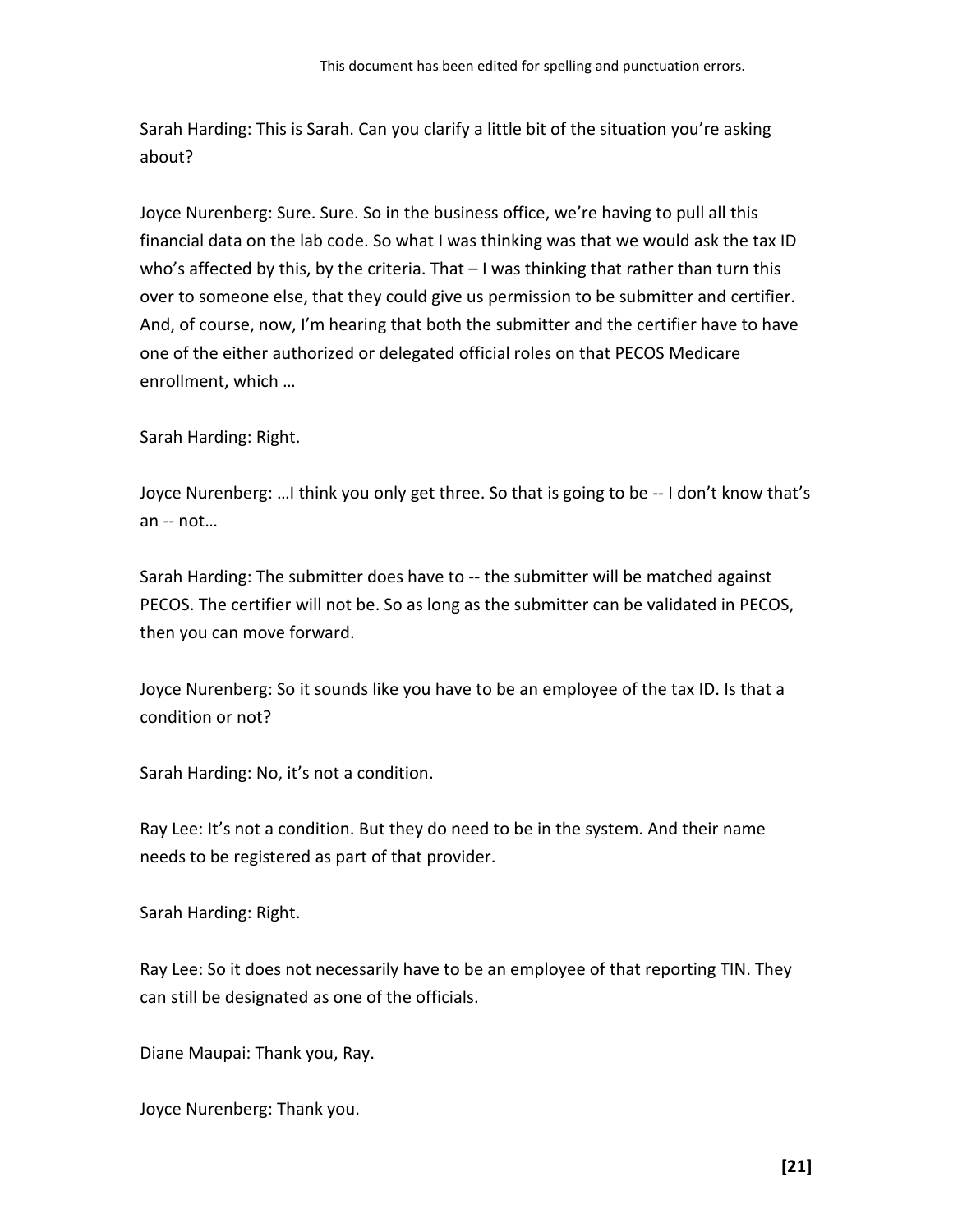Sarah Harding: This is Sarah. Can you clarify a little bit of the situation you're asking about?

Joyce Nurenberg: Sure. Sure. So in the business office, we're having to pull all this financial data on the lab code. So what I was thinking was that we would ask the tax ID who's affected by this, by the criteria. That – I was thinking that rather than turn this over to someone else, that they could give us permission to be submitter and certifier. And, of course, now, I'm hearing that both the submitter and the certifier have to have one of the either authorized or delegated official roles on that PECOS Medicare enrollment, which …

Sarah Harding: Right.

Joyce Nurenberg: …I think you only get three. So that is going to be -- I don't know that's an -- not…

Sarah Harding: The submitter does have to -- the submitter will be matched against PECOS. The certifier will not be. So as long as the submitter can be validated in PECOS, then you can move forward.

Joyce Nurenberg: So it sounds like you have to be an employee of the tax ID. Is that a condition or not?

Sarah Harding: No, it's not a condition.

Ray Lee: It's not a condition. But they do need to be in the system. And their name needs to be registered as part of that provider.

Sarah Harding: Right.

Ray Lee: So it does not necessarily have to be an employee of that reporting TIN. They can still be designated as one of the officials.

Diane Maupai: Thank you, Ray.

Joyce Nurenberg: Thank you.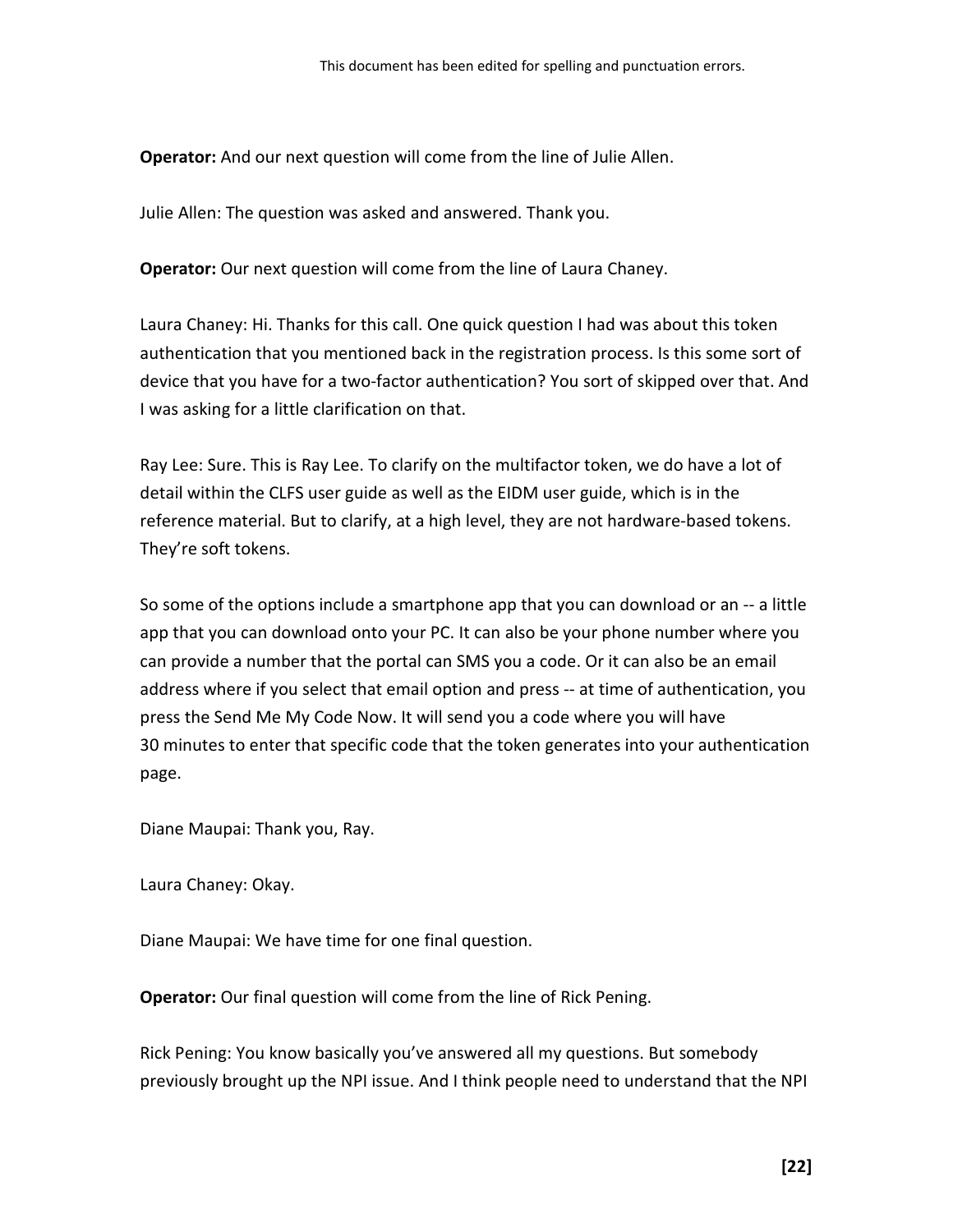**Operator:** And our next question will come from the line of Julie Allen.

Julie Allen: The question was asked and answered. Thank you.

**Operator:** Our next question will come from the line of Laura Chaney.

Laura Chaney: Hi. Thanks for this call. One quick question I had was about this token authentication that you mentioned back in the registration process. Is this some sort of device that you have for a two-factor authentication? You sort of skipped over that. And I was asking for a little clarification on that.

Ray Lee: Sure. This is Ray Lee. To clarify on the multifactor token, we do have a lot of detail within the CLFS user guide as well as the EIDM user guide, which is in the reference material. But to clarify, at a high level, they are not hardware-based tokens. They're soft tokens.

So some of the options include a smartphone app that you can download or an -- a little app that you can download onto your PC. It can also be your phone number where you can provide a number that the portal can SMS you a code. Or it can also be an email address where if you select that email option and press -- at time of authentication, you press the Send Me My Code Now. It will send you a code where you will have 30 minutes to enter that specific code that the token generates into your authentication page.

Diane Maupai: Thank you, Ray.

Laura Chaney: Okay.

Diane Maupai: We have time for one final question.

**Operator:** Our final question will come from the line of Rick Pening.

Rick Pening: You know basically you've answered all my questions. But somebody previously brought up the NPI issue. And I think people need to understand that the NPI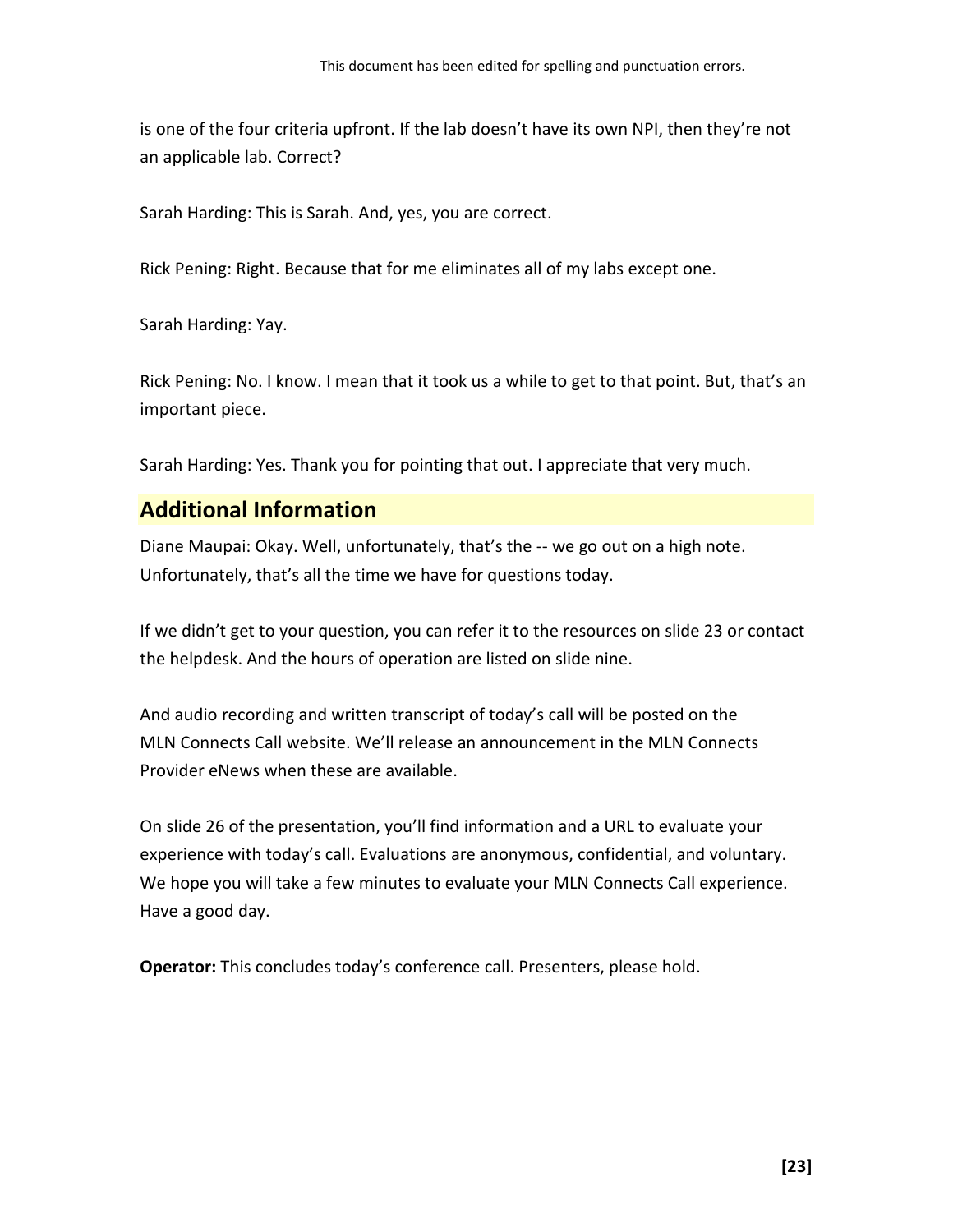is one of the four criteria upfront. If the lab doesn't have its own NPI, then they're not an applicable lab. Correct?

Sarah Harding: This is Sarah. And, yes, you are correct.

Rick Pening: Right. Because that for me eliminates all of my labs except one.

Sarah Harding: Yay.

Rick Pening: No. I know. I mean that it took us a while to get to that point. But, that's an important piece.

Sarah Harding: Yes. Thank you for pointing that out. I appreciate that very much.

## Additional Information

Diane Maupai: Okay. Well, unfortunately, that's the -- we go out on a high note. Unfortunately, that's all the time we have for questions today.

If we didn't get to your question, you can refer it to the resources on slide 23 or contact the helpdesk. And the hours of operation are listed on slide nine.

And audio recording and written transcript of today's call will be posted on the MLN Connects Call website. We'll release an announcement in the MLN Connects Provider eNews when these are available.

On slide 26 of the presentation, you'll find information and a URL to evaluate your experience with today's call. Evaluations are anonymous, confidential, and voluntary. We hope you will take a few minutes to evaluate your MLN Connects Call experience. Have a good day.

**Operator:** This concludes today's conference call. Presenters, please hold.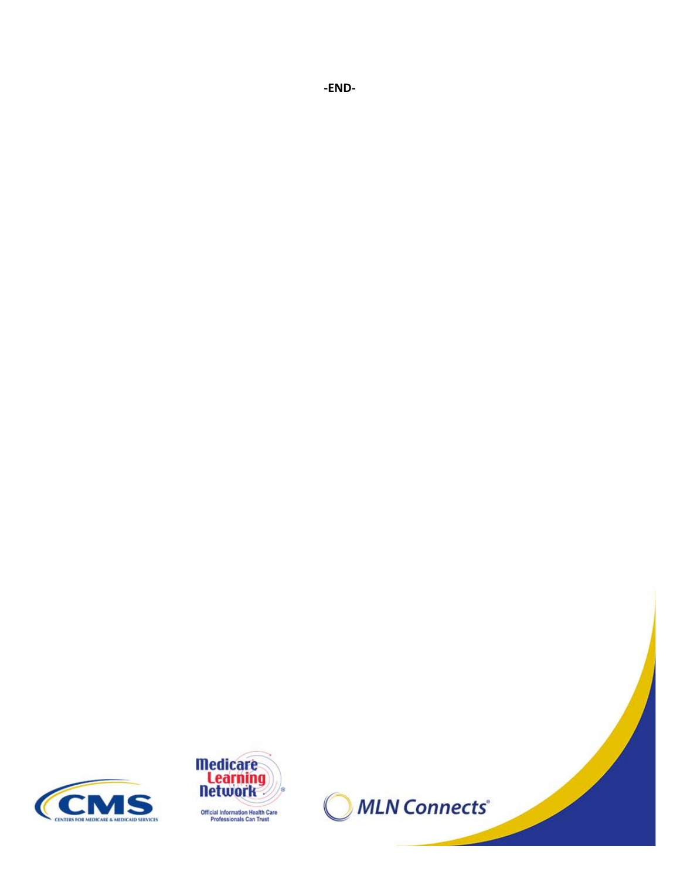**-END-**